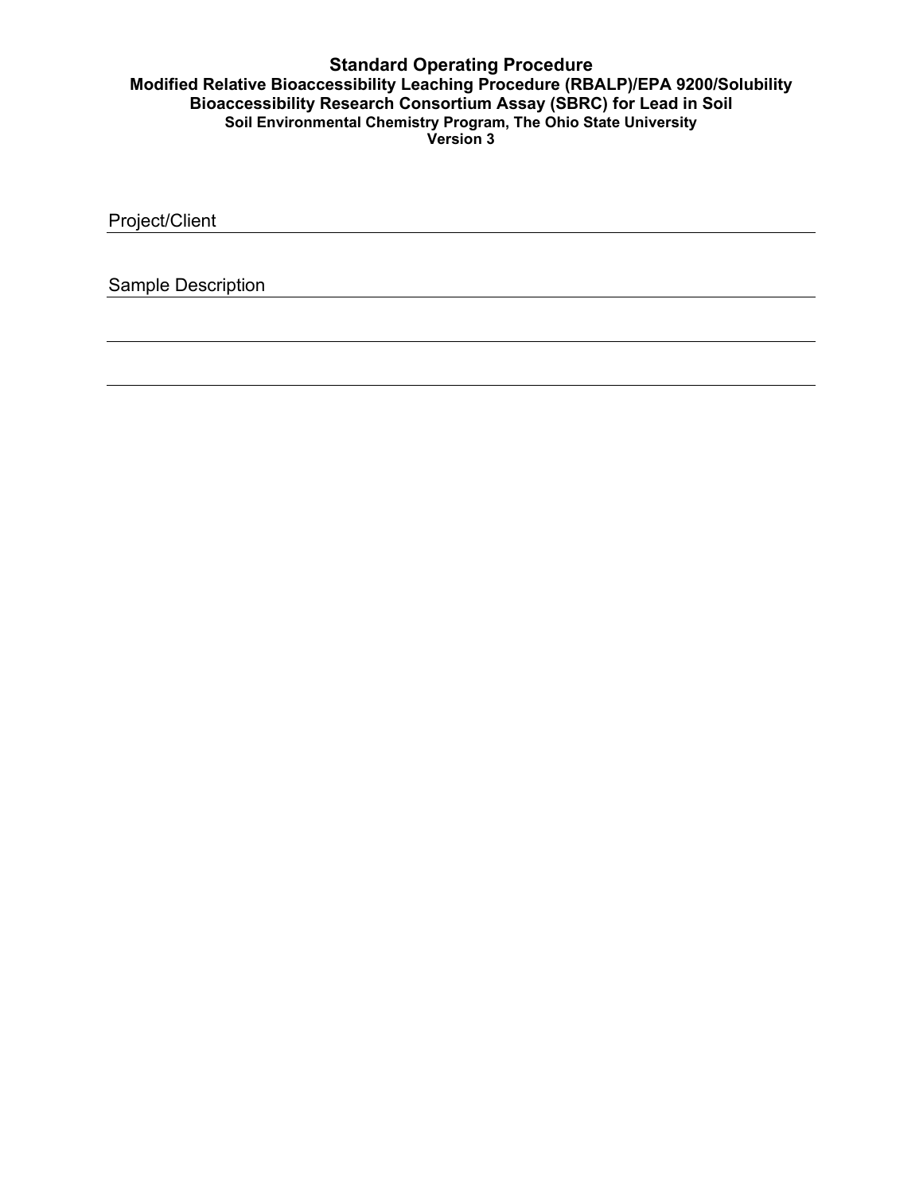# Standard Operating Procedure

## Modified Relative Bioaccessibility Leaching Procedure (RBALP)/EPA 9200/Solubility Bioaccessibility Research Consortium Assay (SBRC) for Lead in Soil

### Soil Environmental Chemistry Program, The Ohio State University

### Version 3

Project/Client \_\_\_\_\_\_\_\_\_\_\_\_\_\_\_\_\_\_\_\_\_\_\_\_\_\_\_\_\_\_\_\_\_\_\_\_\_\_\_\_\_\_\_\_\_\_\_\_\_\_\_\_\_\_\_\_\_\_\_\_

Sample Description \_\_\_\_\_\_\_\_\_\_\_\_\_\_\_\_\_\_\_\_\_\_\_\_\_\_\_\_\_\_\_\_\_\_\_\_\_\_\_\_\_\_\_\_\_\_\_\_\_\_\_\_\_\_\_\_

\_\_\_\_\_\_\_\_\_\_\_\_\_\_\_\_\_\_\_\_\_\_\_\_\_\_\_\_\_\_\_\_\_\_\_\_\_\_\_\_\_\_\_\_\_\_\_\_\_\_\_\_\_\_\_\_\_\_\_\_\_\_\_\_\_\_\_\_\_\_\_\_\_\_

\_\_\_\_\_\_\_\_\_\_\_\_\_\_\_\_\_\_\_\_\_\_\_\_\_\_\_\_\_\_\_\_\_\_\_\_\_\_\_\_\_\_\_\_\_\_\_\_\_\_\_\_\_\_\_\_\_\_\_\_\_\_\_\_\_\_\_\_\_\_\_\_\_\_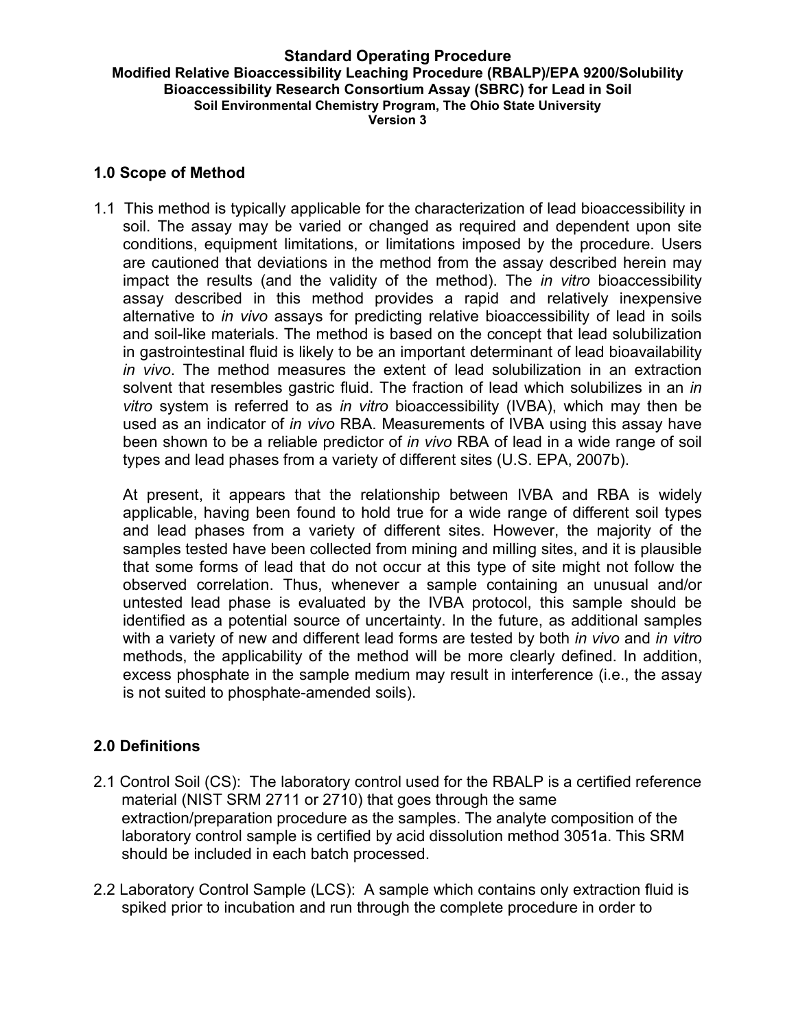**Standard Operating Procedure**
**Modified Relative Bioaccessibility Leaching Procedure (RBALP)/EPA 9200/Solubility Bioaccessibility Research Consortium Assay (SBRC) for Lead in Soil**
**Soil Environmental Chemistry Program, The Ohio State University**
**Version 3**

## 1.0 Scope of Method

1.1 This method is typically applicable for the characterization of lead bioaccessibility in soil. The assay may be varied or changed as required and dependent upon site conditions, equipment limitations, or limitations imposed by the procedure. Users are cautioned that deviations in the method from the assay described herein may impact the results (and the validity of the method). The *in vitro* bioaccessibility assay described in this method provides a rapid and relatively inexpensive alternative to *in vivo* assays for predicting relative bioaccessibility of lead in soils and soil-like materials. The method is based on the concept that lead solubilization in gastrointestinal fluid is likely to be an important determinant of lead bioavailability *in vivo*. The method measures the extent of lead solubilization in an extraction solvent that resembles gastric fluid. The fraction of lead which solubilizes in an *in vitro* system is referred to as *in vitro* bioaccessibility (IVBA), which may then be used as an indicator of *in vivo* RBA. Measurements of IVBA using this assay have been shown to be a reliable predictor of *in vivo* RBA of lead in a wide range of soil types and lead phases from a variety of different sites (U.S. EPA, 2007b).

At present, it appears that the relationship between IVBA and RBA is widely applicable, having been found to hold true for a wide range of different soil types and lead phases from a variety of different sites. However, the majority of the samples tested have been collected from mining and milling sites, and it is plausible that some forms of lead that do not occur at this type of site might not follow the observed correlation. Thus, whenever a sample containing an unusual and/or untested lead phase is evaluated by the IVBA protocol, this sample should be identified as a potential source of uncertainty. In the future, as additional samples with a variety of new and different lead forms are tested by both *in vivo* and *in vitro* methods, the applicability of the method will be more clearly defined. In addition, excess phosphate in the sample medium may result in interference (i.e., the assay is not suited to phosphate-amended soils).

## 2.0 Definitions

2.1 Control Soil (CS): The laboratory control used for the RBALP is a certified reference material (NIST SRM 2711 or 2710) that goes through the same extraction/preparation procedure as the samples. The analyte composition of the laboratory control sample is certified by acid dissolution method 3051a. This SRM should be included in each batch processed.

2.2 Laboratory Control Sample (LCS): A sample which contains only extraction fluid is spiked prior to incubation and run through the complete procedure in order to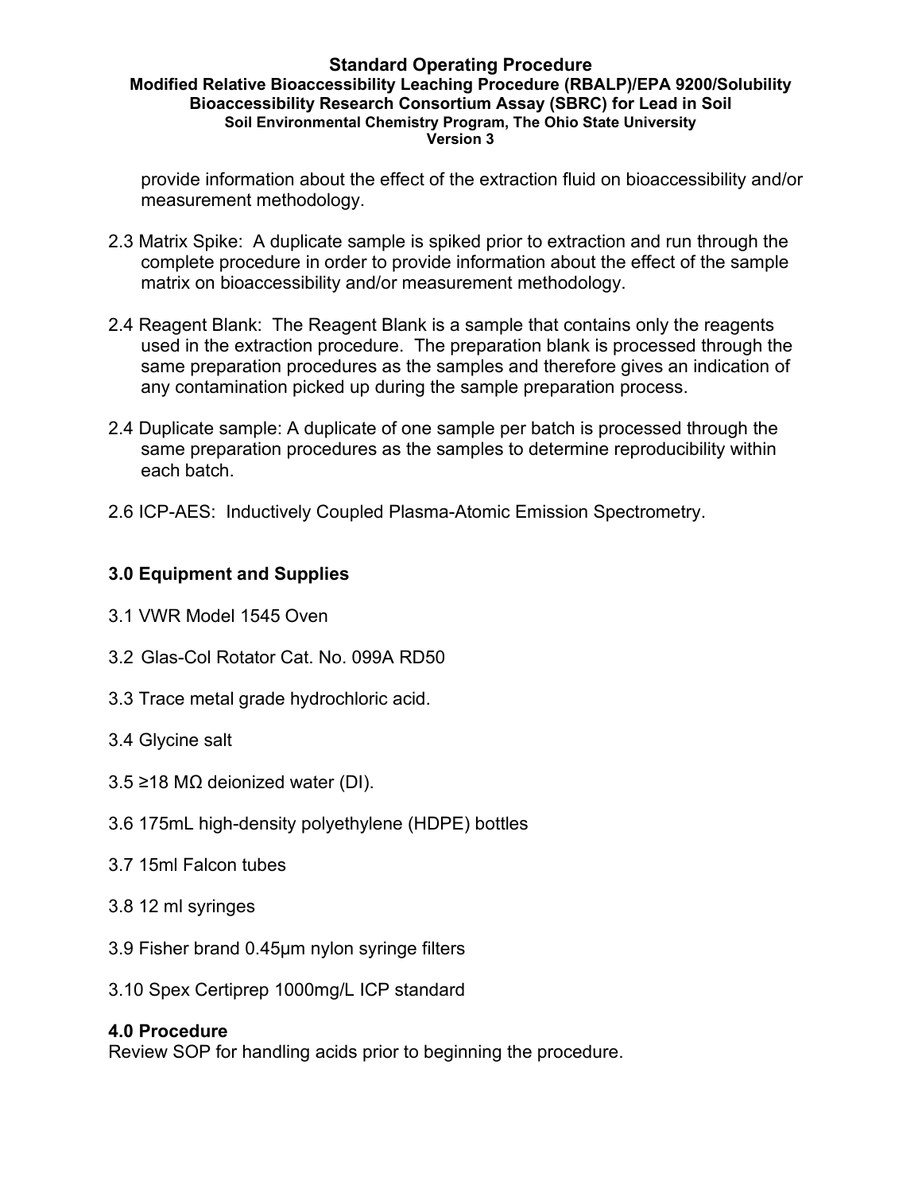provide information about the effect of the extraction fluid on bioaccessibility and/or measurement methodology.

2.3 Matrix Spike: A duplicate sample is spiked prior to extraction and run through the complete procedure in order to provide information about the effect of the sample matrix on bioaccessibility and/or measurement methodology.

2.4 Reagent Blank: The Reagent Blank is a sample that contains only the reagents used in the extraction procedure. The preparation blank is processed through the same preparation procedures as the samples and therefore gives an indication of any contamination picked up during the sample preparation process.

2.4 Duplicate sample: A duplicate of one sample per batch is processed through the same preparation procedures as the samples to determine reproducibility within each batch.

2.6 ICP-AES: Inductively Coupled Plasma-Atomic Emission Spectrometry.

## 3.0 Equipment and Supplies

3.1 VWR Model 1545 Oven

3.2 Glas-Col Rotator Cat. No. 099A RD50

3.3 Trace metal grade hydrochloric acid.

3.4 Glycine salt

3.5 ≥18 MΩ deionized water (DI).

3.6 175mL high-density polyethylene (HDPE) bottles

3.7 15ml Falcon tubes

3.8 12 ml syringes

3.9 Fisher brand 0.45μm nylon syringe filters

3.10 Spex Certiprep 1000mg/L ICP standard

## 4.0 Procedure

Review SOP for handling acids prior to beginning the procedure.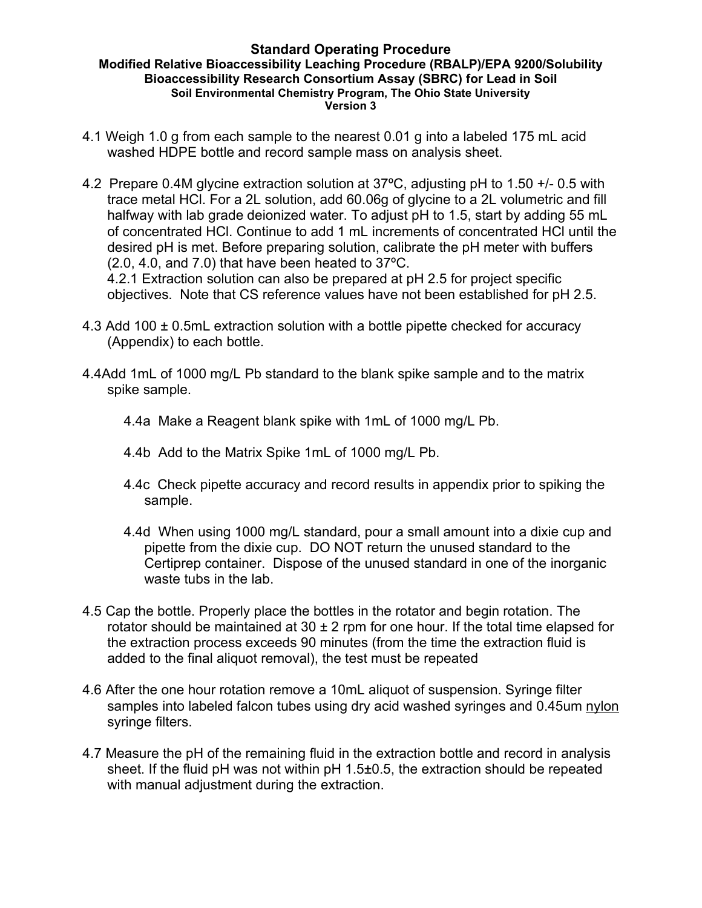**Standard Operating Procedure**
**Modified Relative Bioaccessibility Leaching Procedure (RBALP)/EPA 9200/Solubility Bioaccessibility Research Consortium Assay (SBRC) for Lead in Soil**
**Soil Environmental Chemistry Program, The Ohio State University**
**Version 3**

4.1 Weigh 1.0 g from each sample to the nearest 0.01 g into a labeled 175 mL acid washed HDPE bottle and record sample mass on analysis sheet.

4.2 Prepare 0.4M glycine extraction solution at 37ºC, adjusting pH to 1.50 +/- 0.5 with trace metal HCl. For a 2L solution, add 60.06g of glycine to a 2L volumetric and fill halfway with lab grade deionized water. To adjust pH to 1.5, start by adding 55 mL of concentrated HCl. Continue to add 1 mL increments of concentrated HCl until the desired pH is met. Before preparing solution, calibrate the pH meter with buffers (2.0, 4.0, and 7.0) that have been heated to 37ºC.
4.2.1 Extraction solution can also be prepared at pH 2.5 for project specific objectives. Note that CS reference values have not been established for pH 2.5.

4.3 Add 100 ± 0.5mL extraction solution with a bottle pipette checked for accuracy (Appendix) to each bottle.

4.4Add 1mL of 1000 mg/L Pb standard to the blank spike sample and to the matrix spike sample.

4.4a Make a Reagent blank spike with 1mL of 1000 mg/L Pb.

4.4b Add to the Matrix Spike 1mL of 1000 mg/L Pb.

4.4c Check pipette accuracy and record results in appendix prior to spiking the sample.

4.4d When using 1000 mg/L standard, pour a small amount into a dixie cup and pipette from the dixie cup. DO NOT return the unused standard to the Certiprep container. Dispose of the unused standard in one of the inorganic waste tubs in the lab.

4.5 Cap the bottle. Properly place the bottles in the rotator and begin rotation. The rotator should be maintained at 30 ± 2 rpm for one hour. If the total time elapsed for the extraction process exceeds 90 minutes (from the time the extraction fluid is added to the final aliquot removal), the test must be repeated

4.6 After the one hour rotation remove a 10mL aliquot of suspension. Syringe filter samples into labeled falcon tubes using dry acid washed syringes and 0.45um nylon syringe filters.

4.7 Measure the pH of the remaining fluid in the extraction bottle and record in analysis sheet. If the fluid pH was not within pH 1.5±0.5, the extraction should be repeated with manual adjustment during the extraction.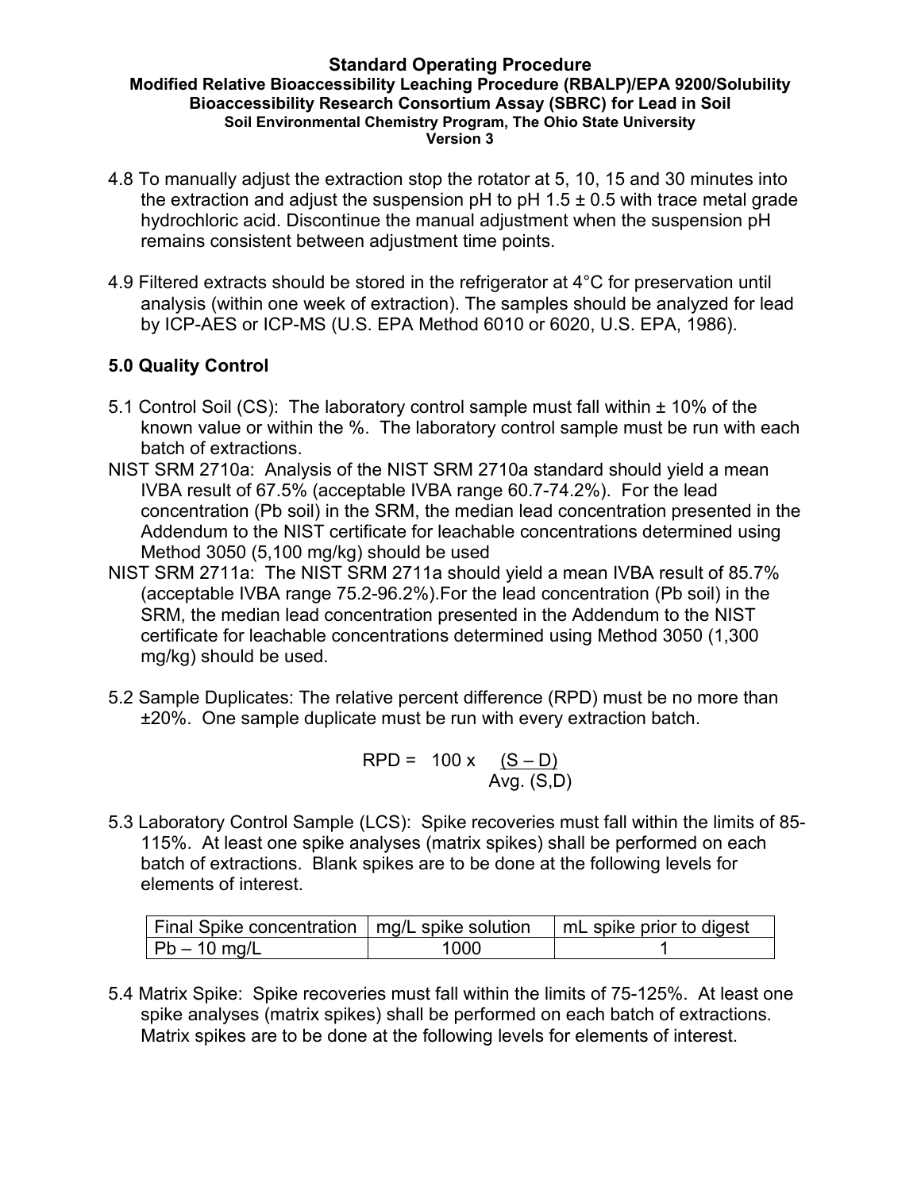4.8 To manually adjust the extraction stop the rotator at 5, 10, 15 and 30 minutes into the extraction and adjust the suspension pH to pH 1.5 ± 0.5 with trace metal grade hydrochloric acid. Discontinue the manual adjustment when the suspension pH remains consistent between adjustment time points.

4.9 Filtered extracts should be stored in the refrigerator at 4°C for preservation until analysis (within one week of extraction). The samples should be analyzed for lead by ICP-AES or ICP-MS (U.S. EPA Method 6010 or 6020, U.S. EPA, 1986).

## 5.0 Quality Control

5.1 Control Soil (CS): The laboratory control sample must fall within ± 10% of the known value or within the %. The laboratory control sample must be run with each batch of extractions.

NIST SRM 2710a: Analysis of the NIST SRM 2710a standard should yield a mean IVBA result of 67.5% (acceptable IVBA range 60.7-74.2%). For the lead concentration (Pb soil) in the SRM, the median lead concentration presented in the Addendum to the NIST certificate for leachable concentrations determined using Method 3050 (5,100 mg/kg) should be used

NIST SRM 2711a: The NIST SRM 2711a should yield a mean IVBA result of 85.7% (acceptable IVBA range 75.2-96.2%).For the lead concentration (Pb soil) in the SRM, the median lead concentration presented in the Addendum to the NIST certificate for leachable concentrations determined using Method 3050 (1,300 mg/kg) should be used.

5.2 Sample Duplicates: The relative percent difference (RPD) must be no more than ±20%. One sample duplicate must be run with every extraction batch.

$$\text{RPD} = 100 \times \frac{(S - D)}{\text{Avg.}(S,D)}$$

5.3 Laboratory Control Sample (LCS): Spike recoveries must fall within the limits of 85-115%. At least one spike analyses (matrix spikes) shall be performed on each batch of extractions. Blank spikes are to be done at the following levels for elements of interest.

| Final Spike concentration | mg/L spike solution | mL spike prior to digest |
|---|---|---|
| Pb – 10 mg/L | 1000 | 1 |

5.4 Matrix Spike: Spike recoveries must fall within the limits of 75-125%. At least one spike analyses (matrix spikes) shall be performed on each batch of extractions. Matrix spikes are to be done at the following levels for elements of interest.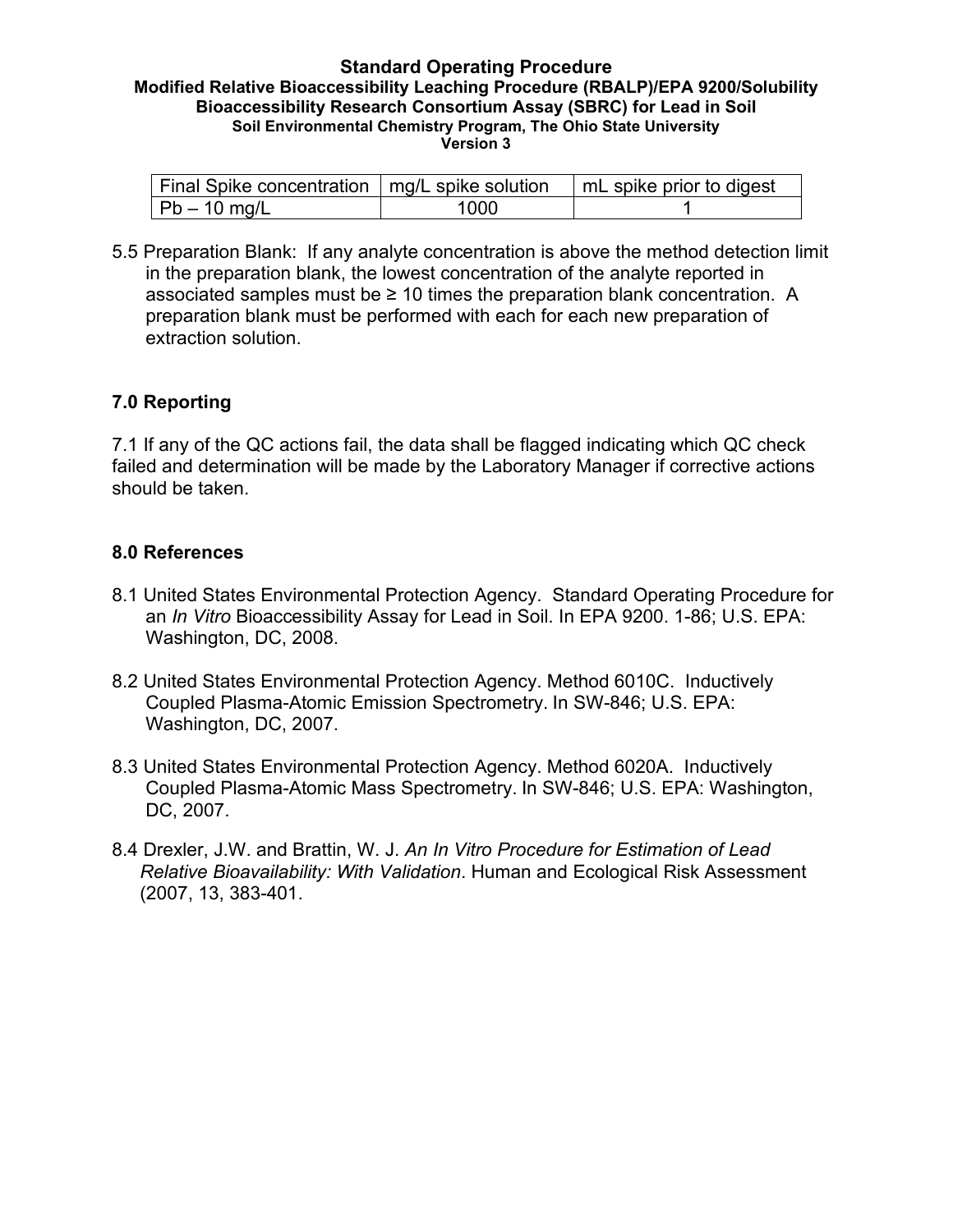| Final Spike concentration | mg/L spike solution | mL spike prior to digest |
|---|---|---|
| Pb – 10 mg/L | 1000 | 1 |

5.5 Preparation Blank: If any analyte concentration is above the method detection limit in the preparation blank, the lowest concentration of the analyte reported in associated samples must be ≥ 10 times the preparation blank concentration. A preparation blank must be performed with each for each new preparation of extraction solution.

## 7.0 Reporting

7.1 If any of the QC actions fail, the data shall be flagged indicating which QC check failed and determination will be made by the Laboratory Manager if corrective actions should be taken.

## 8.0 References

8.1 United States Environmental Protection Agency. Standard Operating Procedure for an *In Vitro* Bioaccessibility Assay for Lead in Soil. In EPA 9200. 1-86; U.S. EPA: Washington, DC, 2008.

8.2 United States Environmental Protection Agency. Method 6010C. Inductively Coupled Plasma-Atomic Emission Spectrometry. In SW-846; U.S. EPA: Washington, DC, 2007.

8.3 United States Environmental Protection Agency. Method 6020A. Inductively Coupled Plasma-Atomic Mass Spectrometry. In SW-846; U.S. EPA: Washington, DC, 2007.

8.4 Drexler, J.W. and Brattin, W. J. *An In Vitro Procedure for Estimation of Lead Relative Bioavailability: With Validation*. Human and Ecological Risk Assessment (2007, 13, 383-401.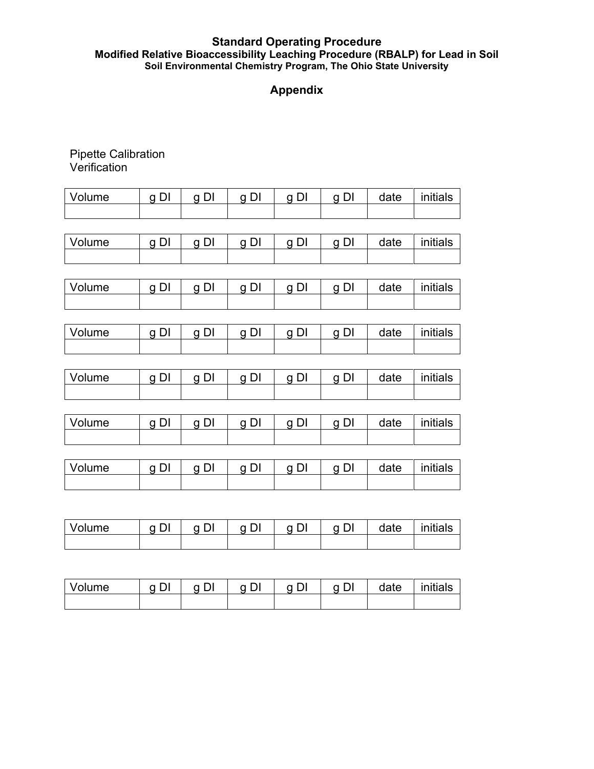## Appendix

Pipette Calibration
Verification

| Volume | g DI | g DI | g DI | g DI | g DI | date | initials |
| --- | --- | --- | --- | --- | --- | --- | --- |
| | | | | | | | |

| Volume | g DI | g DI | g DI | g DI | g DI | date | initials |
| --- | --- | --- | --- | --- | --- | --- | --- |
| | | | | | | | |

| Volume | g DI | g DI | g DI | g DI | g DI | date | initials |
| --- | --- | --- | --- | --- | --- | --- | --- |
| | | | | | | | |

| Volume | g DI | g DI | g DI | g DI | g DI | date | initials |
| --- | --- | --- | --- | --- | --- | --- | --- |
| | | | | | | | |

| Volume | g DI | g DI | g DI | g DI | g DI | date | initials |
| --- | --- | --- | --- | --- | --- | --- | --- |
| | | | | | | | |

| Volume | g DI | g DI | g DI | g DI | g DI | date | initials |
| --- | --- | --- | --- | --- | --- | --- | --- |
| | | | | | | | |

| Volume | g DI | g DI | g DI | g DI | g DI | date | initials |
| --- | --- | --- | --- | --- | --- | --- | --- |
| | | | | | | | |

| Volume | g DI | g DI | g DI | g DI | g DI | date | initials |
| --- | --- | --- | --- | --- | --- | --- | --- |
| | | | | | | | |

| Volume | g DI | g DI | g DI | g DI | g DI | date | initials |
| --- | --- | --- | --- | --- | --- | --- | --- |
| | | | | | | | |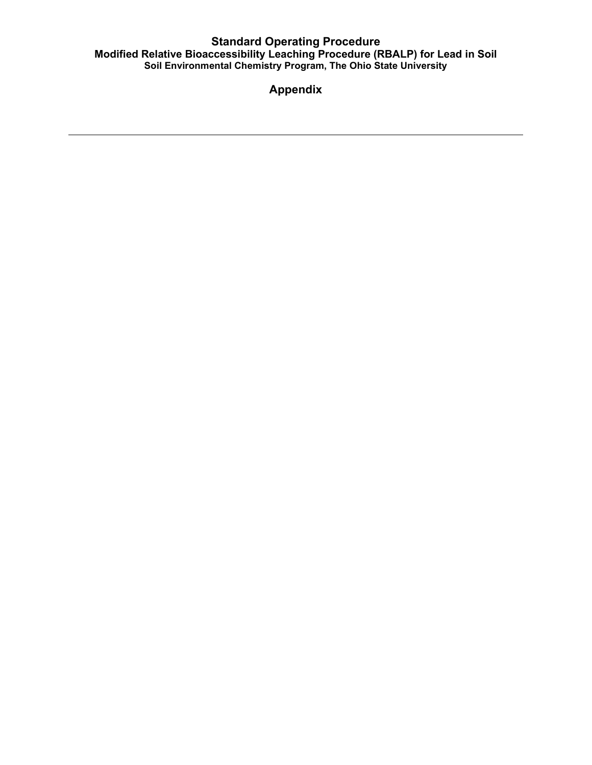# Appendix